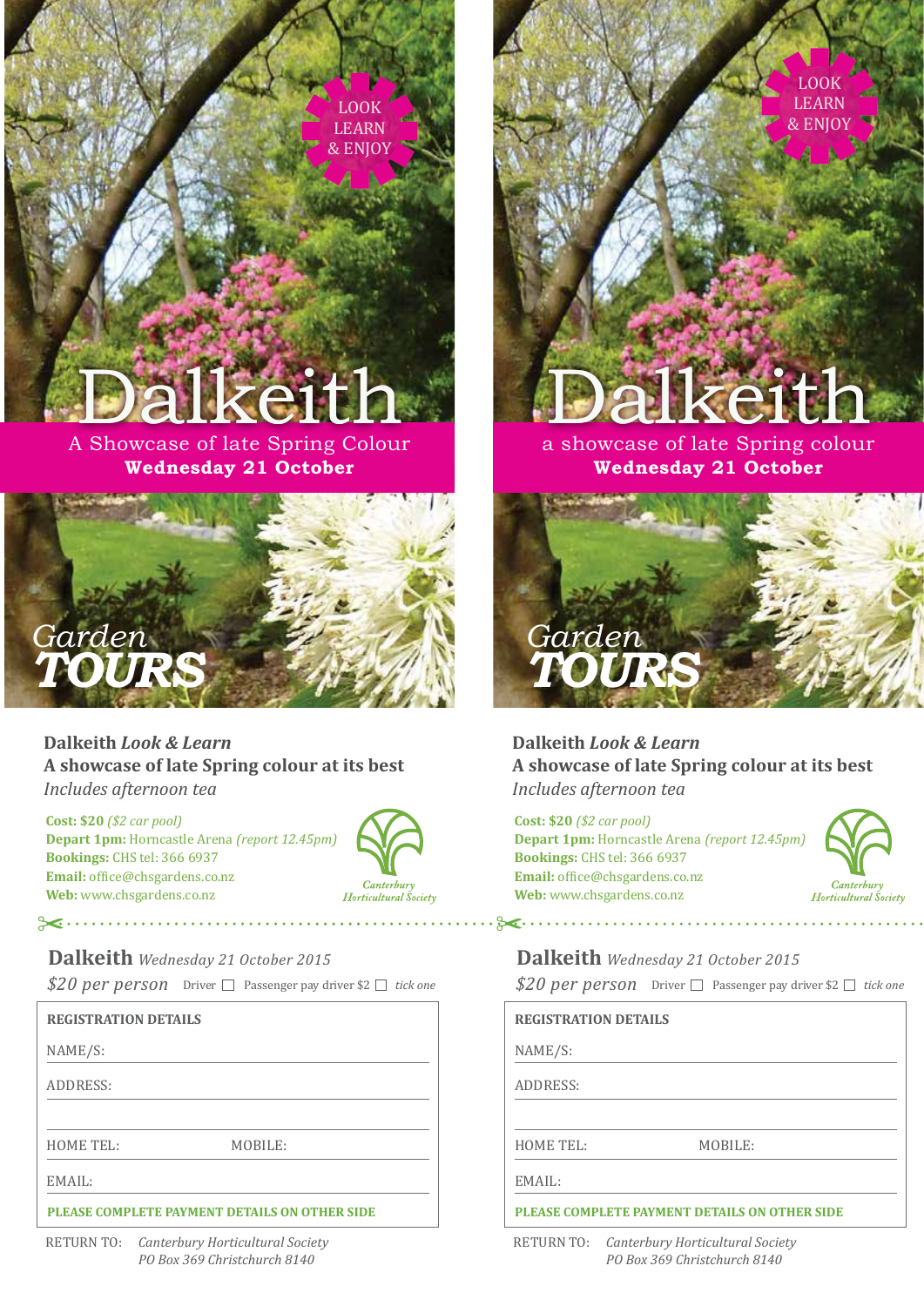LOOK LEARN & ENJOY

# Dalkeith

A Showcase of late Spring Colour
**Wednesday 21 October**

*Garden* **TOURS**

**Dalkeith *Look & Learn***
**A showcase of late Spring colour at its best**
*Includes afternoon tea*

**Cost: $20** *($2 car pool)*
**Depart 1pm:** Horncastle Arena *(report 12.45pm)*
**Bookings:** CHS tel: 366 6937
**Email:** office@chsgardens.co.nz
**Web:** www.chsgardens.co.nz

*Canterbury Horticultural Society*

---

**Dalkeith** *Wednesday 21 October 2015*

*$20 per person* Driver ☐ Passenger pay driver $2 ☐ *tick one*

**REGISTRATION DETAILS**

NAME/S:

ADDRESS:

HOME TEL: MOBILE:

EMAIL:

**PLEASE COMPLETE PAYMENT DETAILS ON OTHER SIDE**

RETURN TO: *Canterbury Horticultural Society*
*PO Box 369 Christchurch 8140*

---

LOOK LEARN & ENJOY

# Dalkeith

a showcase of late Spring colour
**Wednesday 21 October**

*Garden* **TOURS**

**Dalkeith *Look & Learn***
**A showcase of late Spring colour at its best**
*Includes afternoon tea*

**Cost: $20** *($2 car pool)*
**Depart 1pm:** Horncastle Arena *(report 12.45pm)*
**Bookings:** CHS tel: 366 6937
**Email:** office@chsgardens.co.nz
**Web:** www.chsgardens.co.nz

*Canterbury Horticultural Society*

---

**Dalkeith** *Wednesday 21 October 2015*

*$20 per person* Driver ☐ Passenger pay driver $2 ☐ *tick one*

**REGISTRATION DETAILS**

NAME/S:

ADDRESS:

HOME TEL: MOBILE:

EMAIL:

**PLEASE COMPLETE PAYMENT DETAILS ON OTHER SIDE**

RETURN TO: *Canterbury Horticultural Society*
*PO Box 369 Christchurch 8140*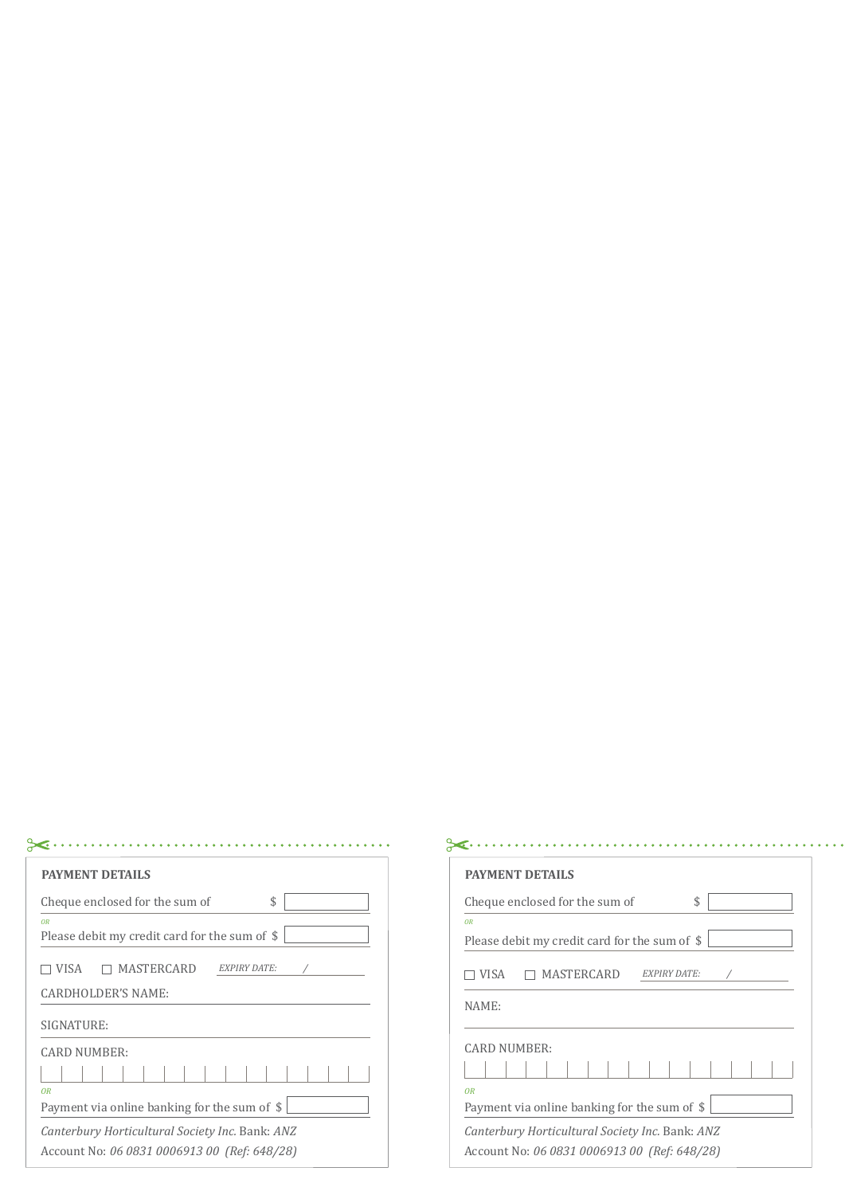**PAYMENT DETAILS**

Cheque enclosed for the sum of $ ____________

*OR*

Please debit my credit card for the sum of $ ____________

☐ VISA ☐ MASTERCARD *EXPIRY DATE:* ____ / ____

CARDHOLDER'S NAME:

SIGNATURE:

CARD NUMBER:

| | | | | | | | | | | | | | | | |
|---|---|---|---|---|---|---|---|---|---|---|---|---|---|---|---|
| | | | | | | | | | | | | | | | |

*OR*

Payment via online banking for the sum of $ ____________

*Canterbury Horticultural Society Inc.* Bank: *ANZ*

Account No: *06 0831 0006913 00 (Ref: 648/28)*

**PAYMENT DETAILS**

Cheque enclosed for the sum of $ ____________

*OR*

Please debit my credit card for the sum of $ ____________

☐ VISA ☐ MASTERCARD *EXPIRY DATE:* ____ / ____

NAME:

CARD NUMBER:

| | | | | | | | | | | | | | | | |
|---|---|---|---|---|---|---|---|---|---|---|---|---|---|---|---|
| | | | | | | | | | | | | | | | |

*OR*

Payment via online banking for the sum of $ ____________

*Canterbury Horticultural Society Inc.* Bank: *ANZ*

Account No: *06 0831 0006913 00 (Ref: 648/28)*